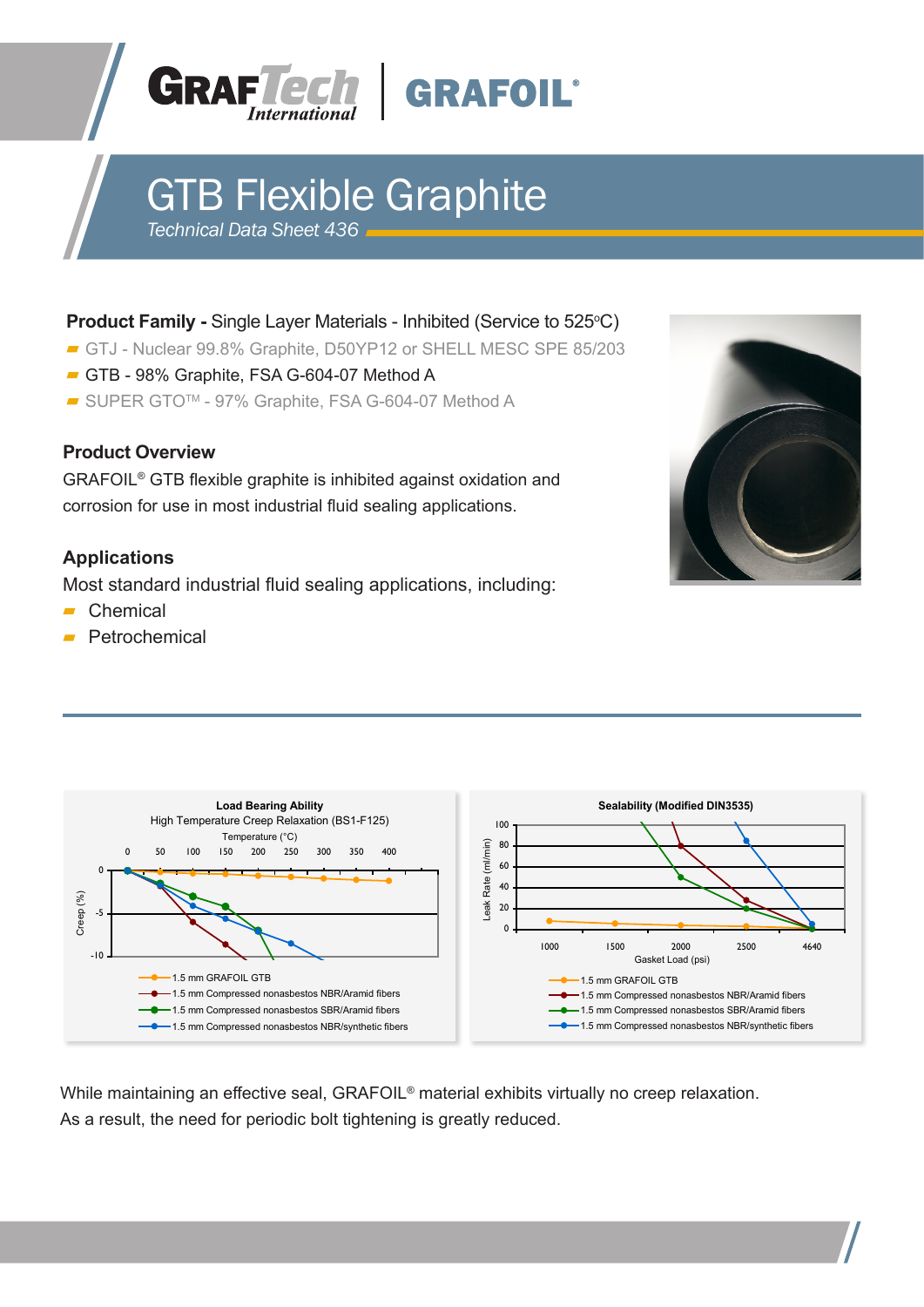GRAFTech International | GRAFOIL®

# GTB Flexible Graphite

*Technical Data Sheet 436*

**Product Family -** Single Layer Materials - Inhibited (Service to 525°C)

- GTJ - Nuclear 99.8% Graphite, D50YP12 or SHELL MESC SPE 85/203
- GTB - 98% Graphite, FSA G-604-07 Method A
- SUPER GTO™ - 97% Graphite, FSA G-604-07 Method A

## Product Overview

GRAFOIL® GTB flexible graphite is inhibited against oxidation and corrosion for use in most industrial fluid sealing applications.

## Applications

Most standard industrial fluid sealing applications, including:

- Chemical
- Petrochemical

**Load Bearing Ability**

High Temperature Creep Relaxation (BS1-F125)

Temperature (°C): 0, 50, 100, 150, 200, 250, 300, 350, 400

Creep (%): 0, -5, -10

- 1.5 mm GRAFOIL GTB
- 1.5 mm Compressed nonasbestos NBR/Aramid fibers
- 1.5 mm Compressed nonasbestos SBR/Aramid fibers
- 1.5 mm Compressed nonasbestos NBR/synthetic fibers

**Sealability (Modified DIN3535)**

Leak Rate (ml/min): 0, 20, 40, 60, 80, 100

Gasket Load (psi): 1000, 1500, 2000, 2500, 4640

- 1.5 mm GRAFOIL GTB
- 1.5 mm Compressed nonasbestos NBR/Aramid fibers
- 1.5 mm Compressed nonasbestos SBR/Aramid fibers
- 1.5 mm Compressed nonasbestos NBR/synthetic fibers

While maintaining an effective seal, GRAFOIL® material exhibits virtually no creep relaxation. As a result, the need for periodic bolt tightening is greatly reduced.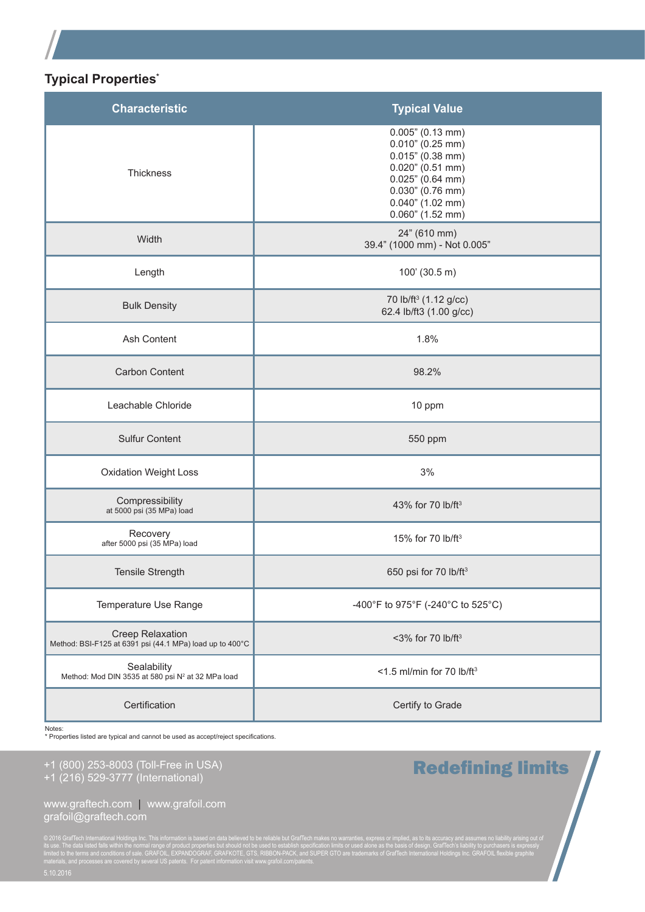## Typical Properties*

| Characteristic | Typical Value |
|---|---|
| Thickness | 0.005" (0.13 mm)<br>0.010" (0.25 mm)<br>0.015" (0.38 mm)<br>0.020" (0.51 mm)<br>0.025" (0.64 mm)<br>0.030" (0.76 mm)<br>0.040" (1.02 mm)<br>0.060" (1.52 mm) |
| Width | 24" (610 mm)<br>39.4" (1000 mm) - Not 0.005" |
| Length | 100' (30.5 m) |
| Bulk Density | 70 lb/ft³ (1.12 g/cc)<br>62.4 lb/ft3 (1.00 g/cc) |
| Ash Content | 1.8% |
| Carbon Content | 98.2% |
| Leachable Chloride | 10 ppm |
| Sulfur Content | 550 ppm |
| Oxidation Weight Loss | 3% |
| Compressibility<br>at 5000 psi (35 MPa) load | 43% for 70 lb/ft³ |
| Recovery<br>after 5000 psi (35 MPa) load | 15% for 70 lb/ft³ |
| Tensile Strength | 650 psi for 70 lb/ft³ |
| Temperature Use Range | -400°F to 975°F (-240°C to 525°C) |
| Creep Relaxation<br>Method: BSI-F125 at 6391 psi (44.1 MPa) load up to 400°C | <3% for 70 lb/ft³ |
| Sealability<br>Method: Mod DIN 3535 at 580 psi N² at 32 MPa load | <1.5 ml/min for 70 lb/ft³ |
| Certification | Certify to Grade |

Notes:
* Properties listed are typical and cannot be used as accept/reject specifications.

+1 (800) 253-8003 (Toll-Free in USA)
+1 (216) 529-3777 (International)

www.graftech.com | www.grafoil.com
grafoil@graftech.com

**Redefining limits**

© 2016 GrafTech International Holdings Inc. This information is based on data believed to be reliable but GrafTech makes no warranties, express or implied, as to its accuracy and assumes no liability arising out of its use. The data listed falls within the normal range of product properties but should not be used to establish specification limits or used alone as the basis of design. GrafTech's liability to purchasers is expressly limited to the terms and conditions of sale. GRAFOIL, EXPANDOGRAF, GRAFKOTE, GTS, RIBBON-PACK, and SUPER GTO are trademarks of GrafTech International Holdings Inc. GRAFOIL flexible graphite materials, and processes are covered by several US patents. For patent information visit www.grafoil.com/patents.

5.10.2016